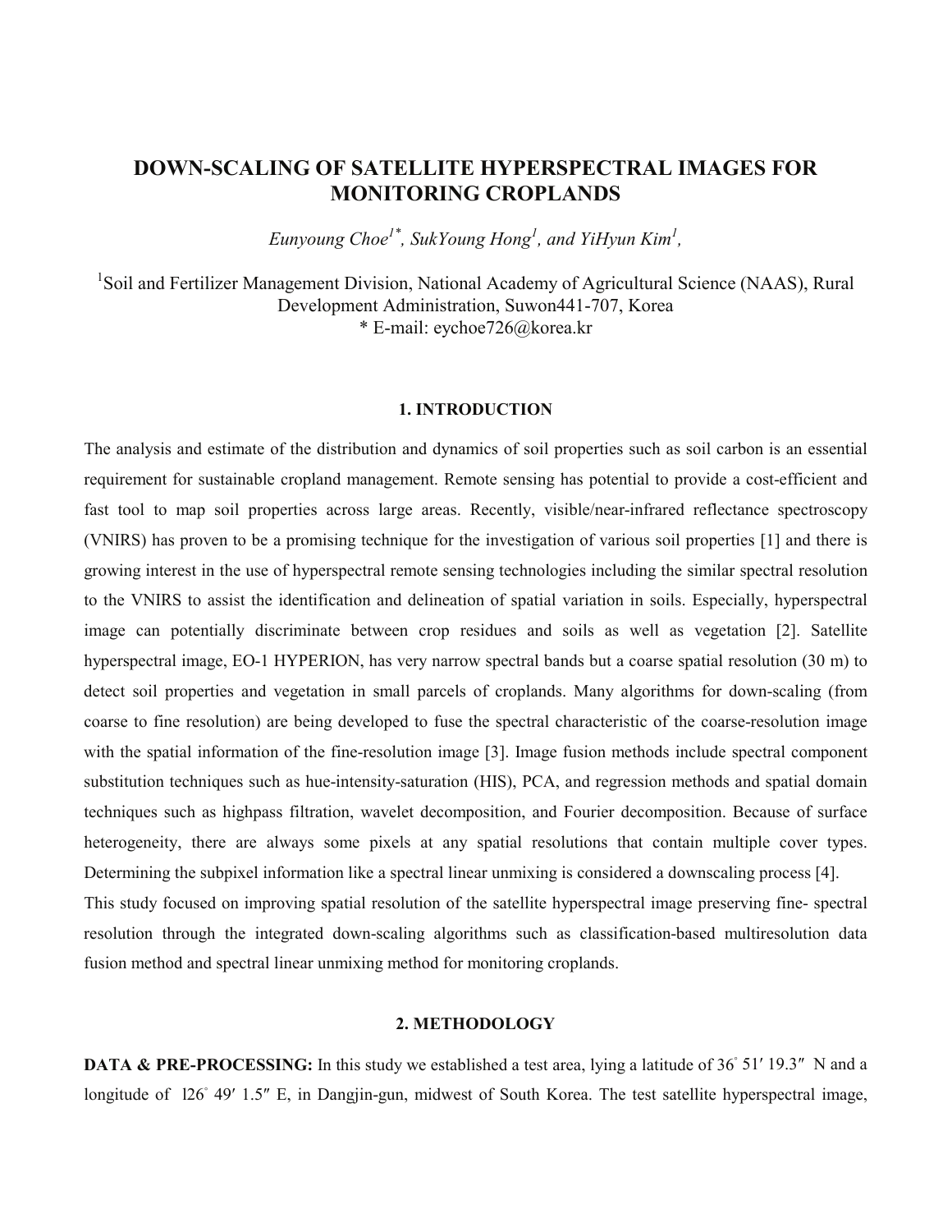# DOWN-SCALING OF SATELLITE HYPERSPECTRAL IMAGES FOR MONITORING CROPLANDS

*Eunyoung Choe*[1*], *SukYoung Hong*[1], *and YiHyun Kim*[1],

[1]Soil and Fertilizer Management Division, National Academy of Agricultural Science (NAAS), Rural Development Administration, Suwon441-707, Korea
\* E-mail: eychoe726@korea.kr

## 1. INTRODUCTION

The analysis and estimate of the distribution and dynamics of soil properties such as soil carbon is an essential requirement for sustainable cropland management. Remote sensing has potential to provide a cost-efficient and fast tool to map soil properties across large areas. Recently, visible/near-infrared reflectance spectroscopy (VNIRS) has proven to be a promising technique for the investigation of various soil properties [1] and there is growing interest in the use of hyperspectral remote sensing technologies including the similar spectral resolution to the VNIRS to assist the identification and delineation of spatial variation in soils. Especially, hyperspectral image can potentially discriminate between crop residues and soils as well as vegetation [2]. Satellite hyperspectral image, EO-1 HYPERION, has very narrow spectral bands but a coarse spatial resolution (30 m) to detect soil properties and vegetation in small parcels of croplands. Many algorithms for down-scaling (from coarse to fine resolution) are being developed to fuse the spectral characteristic of the coarse-resolution image with the spatial information of the fine-resolution image [3]. Image fusion methods include spectral component substitution techniques such as hue-intensity-saturation (HIS), PCA, and regression methods and spatial domain techniques such as highpass filtration, wavelet decomposition, and Fourier decomposition. Because of surface heterogeneity, there are always some pixels at any spatial resolutions that contain multiple cover types. Determining the subpixel information like a spectral linear unmixing is considered a downscaling process [4].

This study focused on improving spatial resolution of the satellite hyperspectral image preserving fine- spectral resolution through the integrated down-scaling algorithms such as classification-based multiresolution data fusion method and spectral linear unmixing method for monitoring croplands.

## 2. METHODOLOGY

**DATA & PRE-PROCESSING:** In this study we established a test area, lying a latitude of 36° 51′ 19.3″ N and a longitude of 126° 49′ 1.5″ E, in Dangjin-gun, midwest of South Korea. The test satellite hyperspectral image,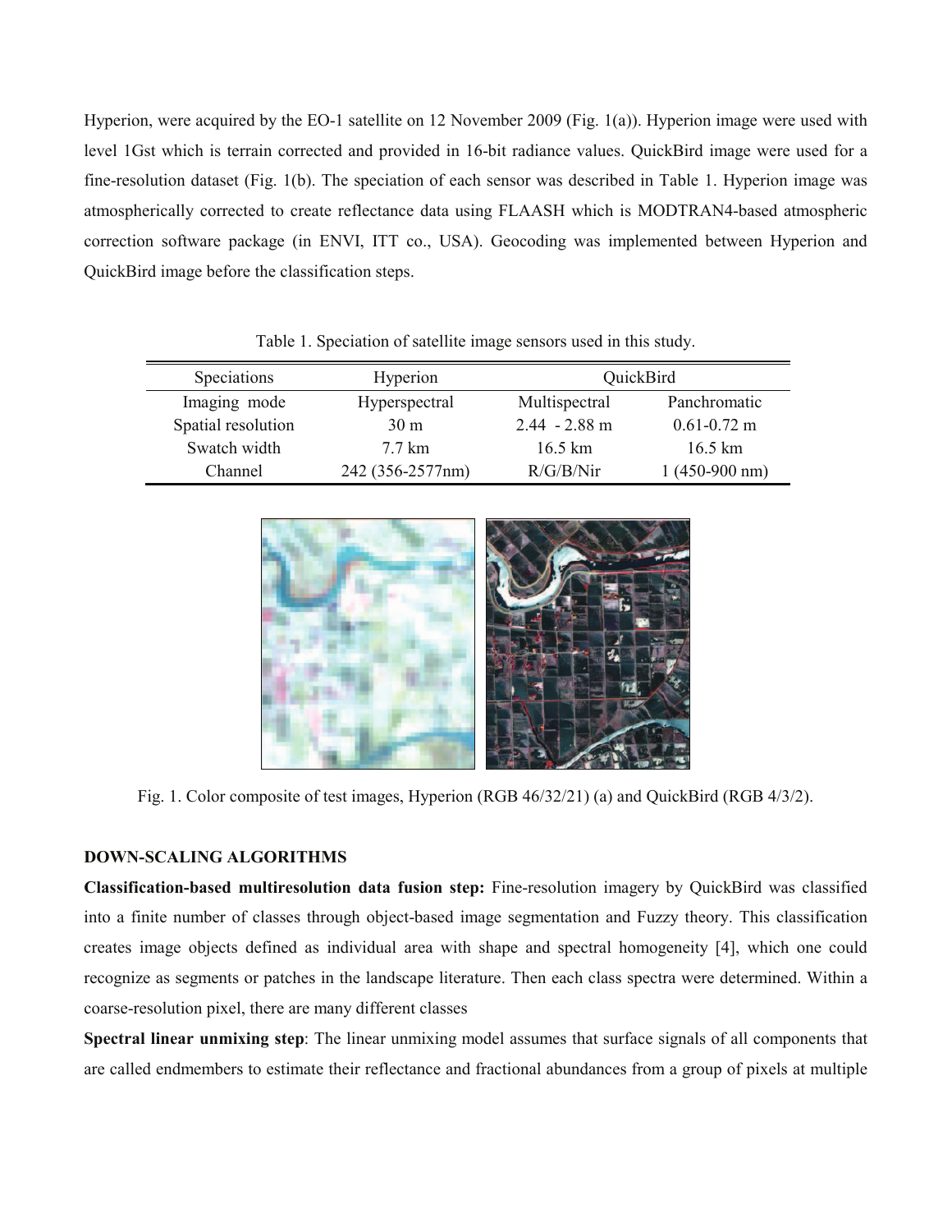Hyperion, were acquired by the EO-1 satellite on 12 November 2009 (Fig. 1(a)). Hyperion image were used with level 1Gst which is terrain corrected and provided in 16-bit radiance values. QuickBird image were used for a fine-resolution dataset (Fig. 1(b). The speciation of each sensor was described in Table 1. Hyperion image was atmospherically corrected to create reflectance data using FLAASH which is MODTRAN4-based atmospheric correction software package (in ENVI, ITT co., USA). Geocoding was implemented between Hyperion and QuickBird image before the classification steps.

Table 1. Speciation of satellite image sensors used in this study.

| Speciations | Hyperion | QuickBird | |
|---|---|---|---|
| Imaging mode | Hyperspectral | Multispectral | Panchromatic |
| Spatial resolution | 30 m | 2.44 - 2.88 m | 0.61-0.72 m |
| Swatch width | 7.7 km | 16.5 km | 16.5 km |
| Channel | 242 (356-2577nm) | R/G/B/Nir | 1 (450-900 nm) |

Fig. 1. Color composite of test images, Hyperion (RGB 46/32/21) (a) and QuickBird (RGB 4/3/2).

## DOWN-SCALING ALGORITHMS

**Classification-based multiresolution data fusion step:** Fine-resolution imagery by QuickBird was classified into a finite number of classes through object-based image segmentation and Fuzzy theory. This classification creates image objects defined as individual area with shape and spectral homogeneity [4], which one could recognize as segments or patches in the landscape literature. Then each class spectra were determined. Within a coarse-resolution pixel, there are many different classes

**Spectral linear unmixing step**: The linear unmixing model assumes that surface signals of all components that are called endmembers to estimate their reflectance and fractional abundances from a group of pixels at multiple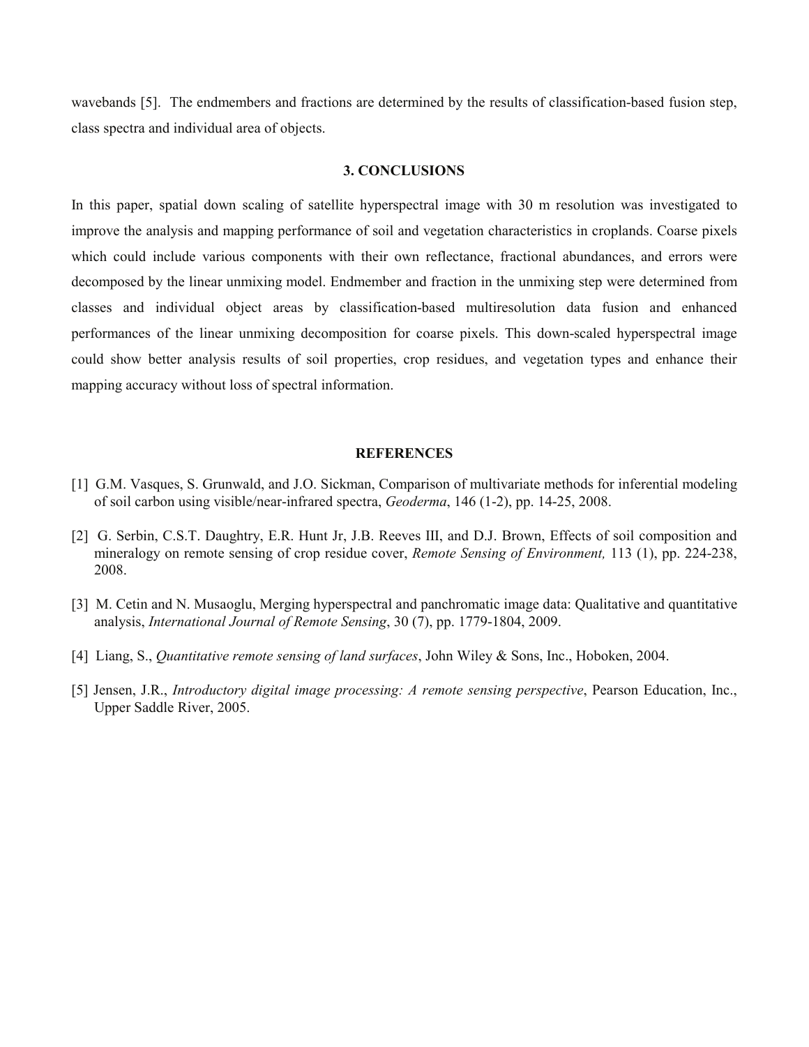wavebands [5]. The endmembers and fractions are determined by the results of classification-based fusion step, class spectra and individual area of objects.

## 3. CONCLUSIONS

In this paper, spatial down scaling of satellite hyperspectral image with 30 m resolution was investigated to improve the analysis and mapping performance of soil and vegetation characteristics in croplands. Coarse pixels which could include various components with their own reflectance, fractional abundances, and errors were decomposed by the linear unmixing model. Endmember and fraction in the unmixing step were determined from classes and individual object areas by classification-based multiresolution data fusion and enhanced performances of the linear unmixing decomposition for coarse pixels. This down-scaled hyperspectral image could show better analysis results of soil properties, crop residues, and vegetation types and enhance their mapping accuracy without loss of spectral information.

## REFERENCES

[1] G.M. Vasques, S. Grunwald, and J.O. Sickman, Comparison of multivariate methods for inferential modeling of soil carbon using visible/near-infrared spectra, *Geoderma*, 146 (1-2), pp. 14-25, 2008.

[2] G. Serbin, C.S.T. Daughtry, E.R. Hunt Jr, J.B. Reeves III, and D.J. Brown, Effects of soil composition and mineralogy on remote sensing of crop residue cover, *Remote Sensing of Environment,* 113 (1), pp. 224-238, 2008.

[3] M. Cetin and N. Musaoglu, Merging hyperspectral and panchromatic image data: Qualitative and quantitative analysis, *International Journal of Remote Sensing*, 30 (7), pp. 1779-1804, 2009.

[4] Liang, S., *Quantitative remote sensing of land surfaces*, John Wiley & Sons, Inc., Hoboken, 2004.

[5] Jensen, J.R., *Introductory digital image processing: A remote sensing perspective*, Pearson Education, Inc., Upper Saddle River, 2005.